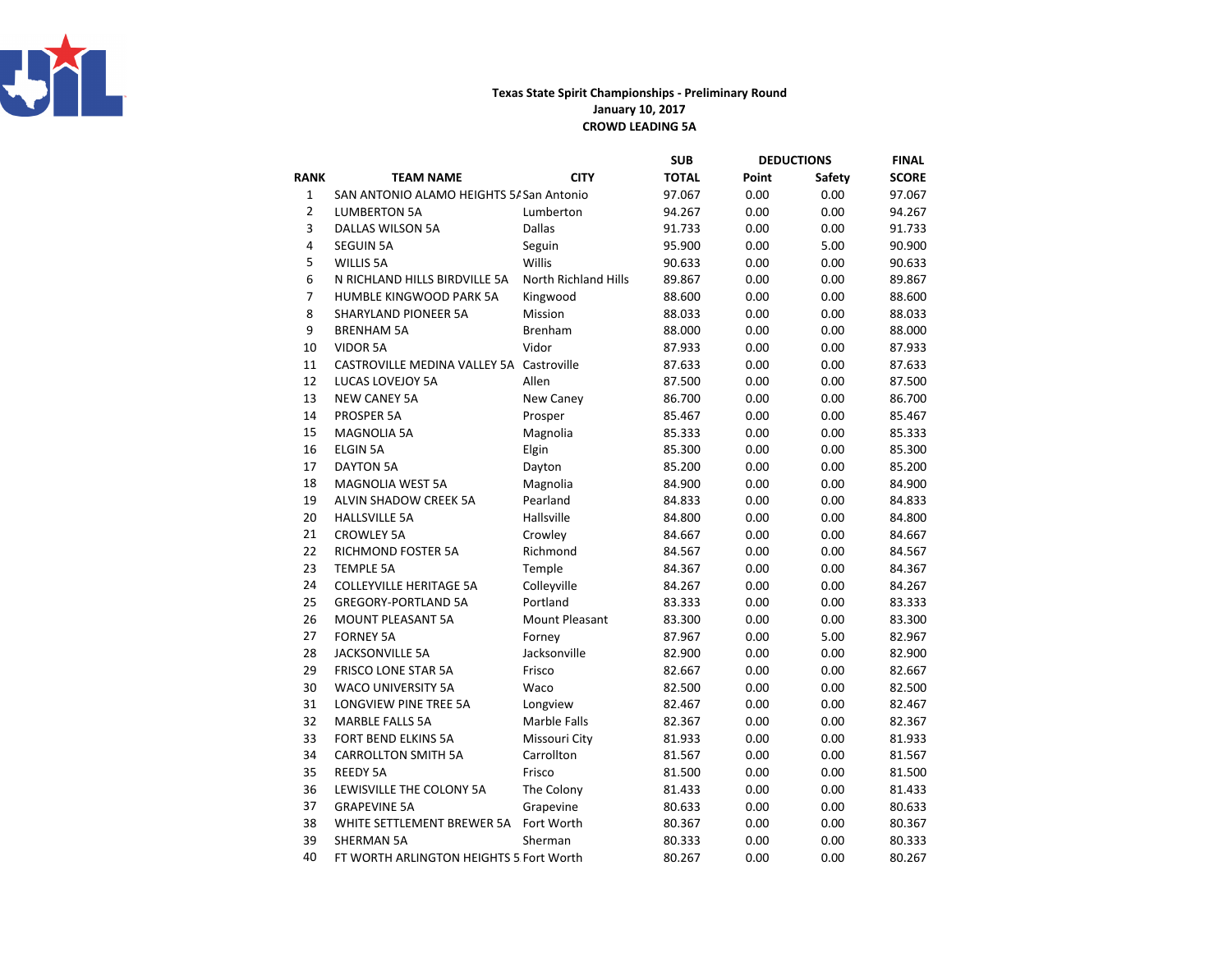**Texas State Spirit Championships - Preliminary Round**
**January 10, 2017**
**CROWD LEADING 5A**

| RANK | TEAM NAME | CITY | SUB TOTAL | DEDUCTIONS Point | DEDUCTIONS Safety | FINAL SCORE |
|---|---|---|---|---|---|---|
| 1 | SAN ANTONIO ALAMO HEIGHTS 5A | San Antonio | 97.067 | 0.00 | 0.00 | 97.067 |
| 2 | LUMBERTON 5A | Lumberton | 94.267 | 0.00 | 0.00 | 94.267 |
| 3 | DALLAS WILSON 5A | Dallas | 91.733 | 0.00 | 0.00 | 91.733 |
| 4 | SEGUIN 5A | Seguin | 95.900 | 0.00 | 5.00 | 90.900 |
| 5 | WILLIS 5A | Willis | 90.633 | 0.00 | 0.00 | 90.633 |
| 6 | N RICHLAND HILLS BIRDVILLE 5A | North Richland Hills | 89.867 | 0.00 | 0.00 | 89.867 |
| 7 | HUMBLE KINGWOOD PARK 5A | Kingwood | 88.600 | 0.00 | 0.00 | 88.600 |
| 8 | SHARYLAND PIONEER 5A | Mission | 88.033 | 0.00 | 0.00 | 88.033 |
| 9 | BRENHAM 5A | Brenham | 88.000 | 0.00 | 0.00 | 88.000 |
| 10 | VIDOR 5A | Vidor | 87.933 | 0.00 | 0.00 | 87.933 |
| 11 | CASTROVILLE MEDINA VALLEY 5A | Castroville | 87.633 | 0.00 | 0.00 | 87.633 |
| 12 | LUCAS LOVEJOY 5A | Allen | 87.500 | 0.00 | 0.00 | 87.500 |
| 13 | NEW CANEY 5A | New Caney | 86.700 | 0.00 | 0.00 | 86.700 |
| 14 | PROSPER 5A | Prosper | 85.467 | 0.00 | 0.00 | 85.467 |
| 15 | MAGNOLIA 5A | Magnolia | 85.333 | 0.00 | 0.00 | 85.333 |
| 16 | ELGIN 5A | Elgin | 85.300 | 0.00 | 0.00 | 85.300 |
| 17 | DAYTON 5A | Dayton | 85.200 | 0.00 | 0.00 | 85.200 |
| 18 | MAGNOLIA WEST 5A | Magnolia | 84.900 | 0.00 | 0.00 | 84.900 |
| 19 | ALVIN SHADOW CREEK 5A | Pearland | 84.833 | 0.00 | 0.00 | 84.833 |
| 20 | HALLSVILLE 5A | Hallsville | 84.800 | 0.00 | 0.00 | 84.800 |
| 21 | CROWLEY 5A | Crowley | 84.667 | 0.00 | 0.00 | 84.667 |
| 22 | RICHMOND FOSTER 5A | Richmond | 84.567 | 0.00 | 0.00 | 84.567 |
| 23 | TEMPLE 5A | Temple | 84.367 | 0.00 | 0.00 | 84.367 |
| 24 | COLLEYVILLE HERITAGE 5A | Colleyville | 84.267 | 0.00 | 0.00 | 84.267 |
| 25 | GREGORY-PORTLAND 5A | Portland | 83.333 | 0.00 | 0.00 | 83.333 |
| 26 | MOUNT PLEASANT 5A | Mount Pleasant | 83.300 | 0.00 | 0.00 | 83.300 |
| 27 | FORNEY 5A | Forney | 87.967 | 0.00 | 5.00 | 82.967 |
| 28 | JACKSONVILLE 5A | Jacksonville | 82.900 | 0.00 | 0.00 | 82.900 |
| 29 | FRISCO LONE STAR 5A | Frisco | 82.667 | 0.00 | 0.00 | 82.667 |
| 30 | WACO UNIVERSITY 5A | Waco | 82.500 | 0.00 | 0.00 | 82.500 |
| 31 | LONGVIEW PINE TREE 5A | Longview | 82.467 | 0.00 | 0.00 | 82.467 |
| 32 | MARBLE FALLS 5A | Marble Falls | 82.367 | 0.00 | 0.00 | 82.367 |
| 33 | FORT BEND ELKINS 5A | Missouri City | 81.933 | 0.00 | 0.00 | 81.933 |
| 34 | CARROLLTON SMITH 5A | Carrollton | 81.567 | 0.00 | 0.00 | 81.567 |
| 35 | REEDY 5A | Frisco | 81.500 | 0.00 | 0.00 | 81.500 |
| 36 | LEWISVILLE THE COLONY 5A | The Colony | 81.433 | 0.00 | 0.00 | 81.433 |
| 37 | GRAPEVINE 5A | Grapevine | 80.633 | 0.00 | 0.00 | 80.633 |
| 38 | WHITE SETTLEMENT BREWER 5A | Fort Worth | 80.367 | 0.00 | 0.00 | 80.367 |
| 39 | SHERMAN 5A | Sherman | 80.333 | 0.00 | 0.00 | 80.333 |
| 40 | FT WORTH ARLINGTON HEIGHTS 5 | Fort Worth | 80.267 | 0.00 | 0.00 | 80.267 |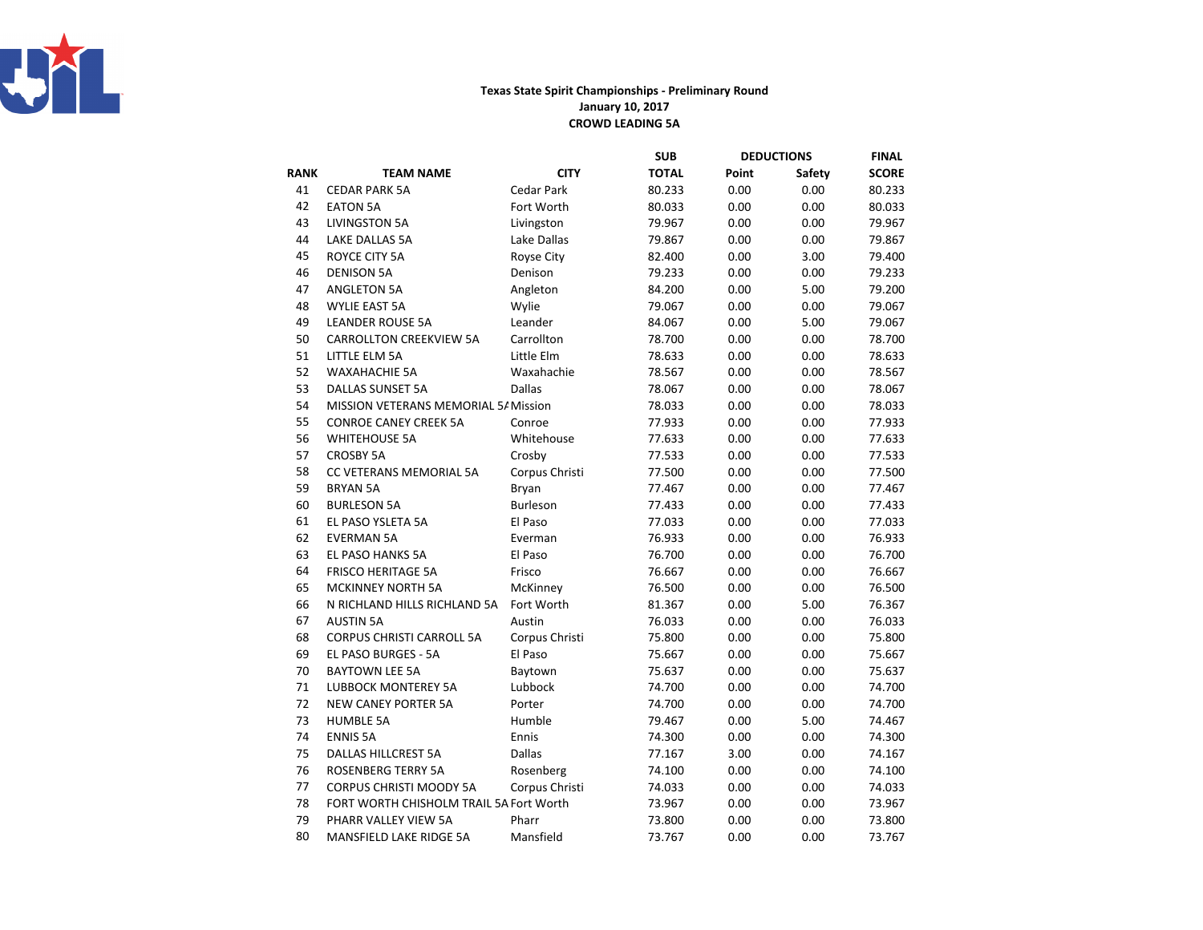**Texas State Spirit Championships - Preliminary Round**
**January 10, 2017**
**CROWD LEADING 5A**

| RANK | TEAM NAME | CITY | SUB TOTAL | DEDUCTIONS Point | DEDUCTIONS Safety | FINAL SCORE |
|---|---|---|---|---|---|---|
| 41 | CEDAR PARK 5A | Cedar Park | 80.233 | 0.00 | 0.00 | 80.233 |
| 42 | EATON 5A | Fort Worth | 80.033 | 0.00 | 0.00 | 80.033 |
| 43 | LIVINGSTON 5A | Livingston | 79.967 | 0.00 | 0.00 | 79.967 |
| 44 | LAKE DALLAS 5A | Lake Dallas | 79.867 | 0.00 | 0.00 | 79.867 |
| 45 | ROYCE CITY 5A | Royse City | 82.400 | 0.00 | 3.00 | 79.400 |
| 46 | DENISON 5A | Denison | 79.233 | 0.00 | 0.00 | 79.233 |
| 47 | ANGLETON 5A | Angleton | 84.200 | 0.00 | 5.00 | 79.200 |
| 48 | WYLIE EAST 5A | Wylie | 79.067 | 0.00 | 0.00 | 79.067 |
| 49 | LEANDER ROUSE 5A | Leander | 84.067 | 0.00 | 5.00 | 79.067 |
| 50 | CARROLLTON CREEKVIEW 5A | Carrollton | 78.700 | 0.00 | 0.00 | 78.700 |
| 51 | LITTLE ELM 5A | Little Elm | 78.633 | 0.00 | 0.00 | 78.633 |
| 52 | WAXAHACHIE 5A | Waxahachie | 78.567 | 0.00 | 0.00 | 78.567 |
| 53 | DALLAS SUNSET 5A | Dallas | 78.067 | 0.00 | 0.00 | 78.067 |
| 54 | MISSION VETERANS MEMORIAL 5A | Mission | 78.033 | 0.00 | 0.00 | 78.033 |
| 55 | CONROE CANEY CREEK 5A | Conroe | 77.933 | 0.00 | 0.00 | 77.933 |
| 56 | WHITEHOUSE 5A | Whitehouse | 77.633 | 0.00 | 0.00 | 77.633 |
| 57 | CROSBY 5A | Crosby | 77.533 | 0.00 | 0.00 | 77.533 |
| 58 | CC VETERANS MEMORIAL 5A | Corpus Christi | 77.500 | 0.00 | 0.00 | 77.500 |
| 59 | BRYAN 5A | Bryan | 77.467 | 0.00 | 0.00 | 77.467 |
| 60 | BURLESON 5A | Burleson | 77.433 | 0.00 | 0.00 | 77.433 |
| 61 | EL PASO YSLETA 5A | El Paso | 77.033 | 0.00 | 0.00 | 77.033 |
| 62 | EVERMAN 5A | Everman | 76.933 | 0.00 | 0.00 | 76.933 |
| 63 | EL PASO HANKS 5A | El Paso | 76.700 | 0.00 | 0.00 | 76.700 |
| 64 | FRISCO HERITAGE 5A | Frisco | 76.667 | 0.00 | 0.00 | 76.667 |
| 65 | MCKINNEY NORTH 5A | McKinney | 76.500 | 0.00 | 0.00 | 76.500 |
| 66 | N RICHLAND HILLS RICHLAND 5A | Fort Worth | 81.367 | 0.00 | 5.00 | 76.367 |
| 67 | AUSTIN 5A | Austin | 76.033 | 0.00 | 0.00 | 76.033 |
| 68 | CORPUS CHRISTI CARROLL 5A | Corpus Christi | 75.800 | 0.00 | 0.00 | 75.800 |
| 69 | EL PASO BURGES - 5A | El Paso | 75.667 | 0.00 | 0.00 | 75.667 |
| 70 | BAYTOWN LEE 5A | Baytown | 75.637 | 0.00 | 0.00 | 75.637 |
| 71 | LUBBOCK MONTEREY 5A | Lubbock | 74.700 | 0.00 | 0.00 | 74.700 |
| 72 | NEW CANEY PORTER 5A | Porter | 74.700 | 0.00 | 0.00 | 74.700 |
| 73 | HUMBLE 5A | Humble | 79.467 | 0.00 | 5.00 | 74.467 |
| 74 | ENNIS 5A | Ennis | 74.300 | 0.00 | 0.00 | 74.300 |
| 75 | DALLAS HILLCREST 5A | Dallas | 77.167 | 3.00 | 0.00 | 74.167 |
| 76 | ROSENBERG TERRY 5A | Rosenberg | 74.100 | 0.00 | 0.00 | 74.100 |
| 77 | CORPUS CHRISTI MOODY 5A | Corpus Christi | 74.033 | 0.00 | 0.00 | 74.033 |
| 78 | FORT WORTH CHISHOLM TRAIL 5A | Fort Worth | 73.967 | 0.00 | 0.00 | 73.967 |
| 79 | PHARR VALLEY VIEW 5A | Pharr | 73.800 | 0.00 | 0.00 | 73.800 |
| 80 | MANSFIELD LAKE RIDGE 5A | Mansfield | 73.767 | 0.00 | 0.00 | 73.767 |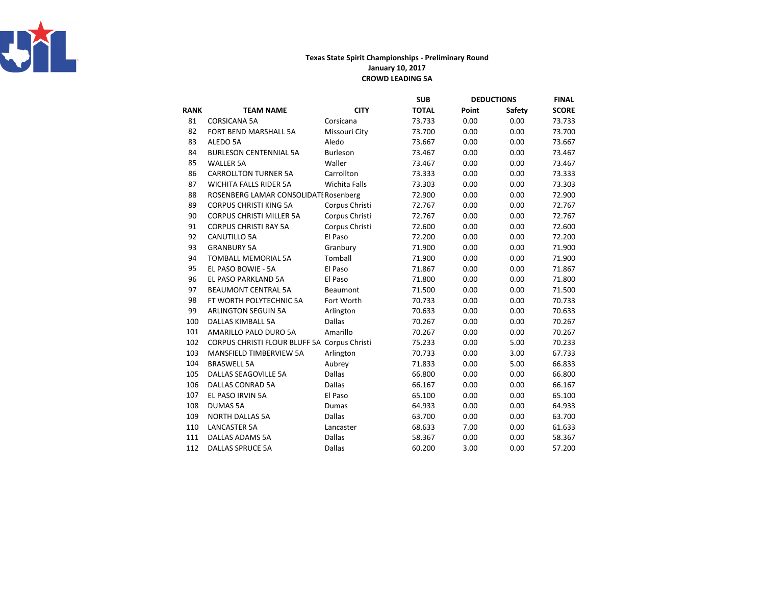**Texas State Spirit Championships - Preliminary Round**
**January 10, 2017**
**CROWD LEADING 5A**

| RANK | TEAM NAME | CITY | SUB TOTAL | DEDUCTIONS Point | DEDUCTIONS Safety | FINAL SCORE |
|---|---|---|---|---|---|---|
| 81 | CORSICANA 5A | Corsicana | 73.733 | 0.00 | 0.00 | 73.733 |
| 82 | FORT BEND MARSHALL 5A | Missouri City | 73.700 | 0.00 | 0.00 | 73.700 |
| 83 | ALEDO 5A | Aledo | 73.667 | 0.00 | 0.00 | 73.667 |
| 84 | BURLESON CENTENNIAL 5A | Burleson | 73.467 | 0.00 | 0.00 | 73.467 |
| 85 | WALLER 5A | Waller | 73.467 | 0.00 | 0.00 | 73.467 |
| 86 | CARROLLTON TURNER 5A | Carrollton | 73.333 | 0.00 | 0.00 | 73.333 |
| 87 | WICHITA FALLS RIDER 5A | Wichita Falls | 73.303 | 0.00 | 0.00 | 73.303 |
| 88 | ROSENBERG LAMAR CONSOLIDATE | Rosenberg | 72.900 | 0.00 | 0.00 | 72.900 |
| 89 | CORPUS CHRISTI KING 5A | Corpus Christi | 72.767 | 0.00 | 0.00 | 72.767 |
| 90 | CORPUS CHRISTI MILLER 5A | Corpus Christi | 72.767 | 0.00 | 0.00 | 72.767 |
| 91 | CORPUS CHRISTI RAY 5A | Corpus Christi | 72.600 | 0.00 | 0.00 | 72.600 |
| 92 | CANUTILLO 5A | El Paso | 72.200 | 0.00 | 0.00 | 72.200 |
| 93 | GRANBURY 5A | Granbury | 71.900 | 0.00 | 0.00 | 71.900 |
| 94 | TOMBALL MEMORIAL 5A | Tomball | 71.900 | 0.00 | 0.00 | 71.900 |
| 95 | EL PASO BOWIE - 5A | El Paso | 71.867 | 0.00 | 0.00 | 71.867 |
| 96 | EL PASO PARKLAND 5A | El Paso | 71.800 | 0.00 | 0.00 | 71.800 |
| 97 | BEAUMONT CENTRAL 5A | Beaumont | 71.500 | 0.00 | 0.00 | 71.500 |
| 98 | FT WORTH POLYTECHNIC 5A | Fort Worth | 70.733 | 0.00 | 0.00 | 70.733 |
| 99 | ARLINGTON SEGUIN 5A | Arlington | 70.633 | 0.00 | 0.00 | 70.633 |
| 100 | DALLAS KIMBALL 5A | Dallas | 70.267 | 0.00 | 0.00 | 70.267 |
| 101 | AMARILLO PALO DURO 5A | Amarillo | 70.267 | 0.00 | 0.00 | 70.267 |
| 102 | CORPUS CHRISTI FLOUR BLUFF 5A | Corpus Christi | 75.233 | 0.00 | 5.00 | 70.233 |
| 103 | MANSFIELD TIMBERVIEW 5A | Arlington | 70.733 | 0.00 | 3.00 | 67.733 |
| 104 | BRASWELL 5A | Aubrey | 71.833 | 0.00 | 5.00 | 66.833 |
| 105 | DALLAS SEAGOVILLE 5A | Dallas | 66.800 | 0.00 | 0.00 | 66.800 |
| 106 | DALLAS CONRAD 5A | Dallas | 66.167 | 0.00 | 0.00 | 66.167 |
| 107 | EL PASO IRVIN 5A | El Paso | 65.100 | 0.00 | 0.00 | 65.100 |
| 108 | DUMAS 5A | Dumas | 64.933 | 0.00 | 0.00 | 64.933 |
| 109 | NORTH DALLAS 5A | Dallas | 63.700 | 0.00 | 0.00 | 63.700 |
| 110 | LANCASTER 5A | Lancaster | 68.633 | 7.00 | 0.00 | 61.633 |
| 111 | DALLAS ADAMS 5A | Dallas | 58.367 | 0.00 | 0.00 | 58.367 |
| 112 | DALLAS SPRUCE 5A | Dallas | 60.200 | 3.00 | 0.00 | 57.200 |